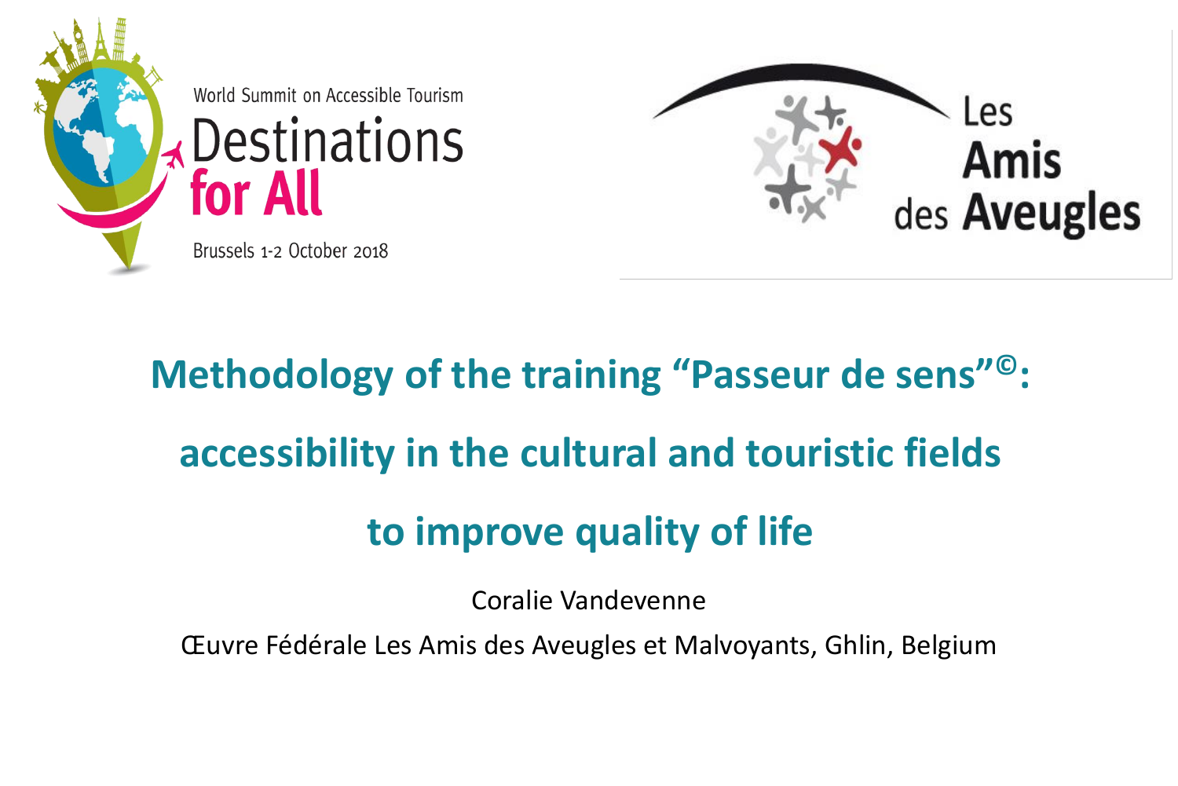World Summit on Accessible Tourism

Destinations for All

Brussels 1-2 October 2018

Les Amis des Aveugles

# Methodology of the training "Passeur de sens"©: accessibility in the cultural and touristic fields to improve quality of life

Coralie Vandevenne

Œuvre Fédérale Les Amis des Aveugles et Malvoyants, Ghlin, Belgium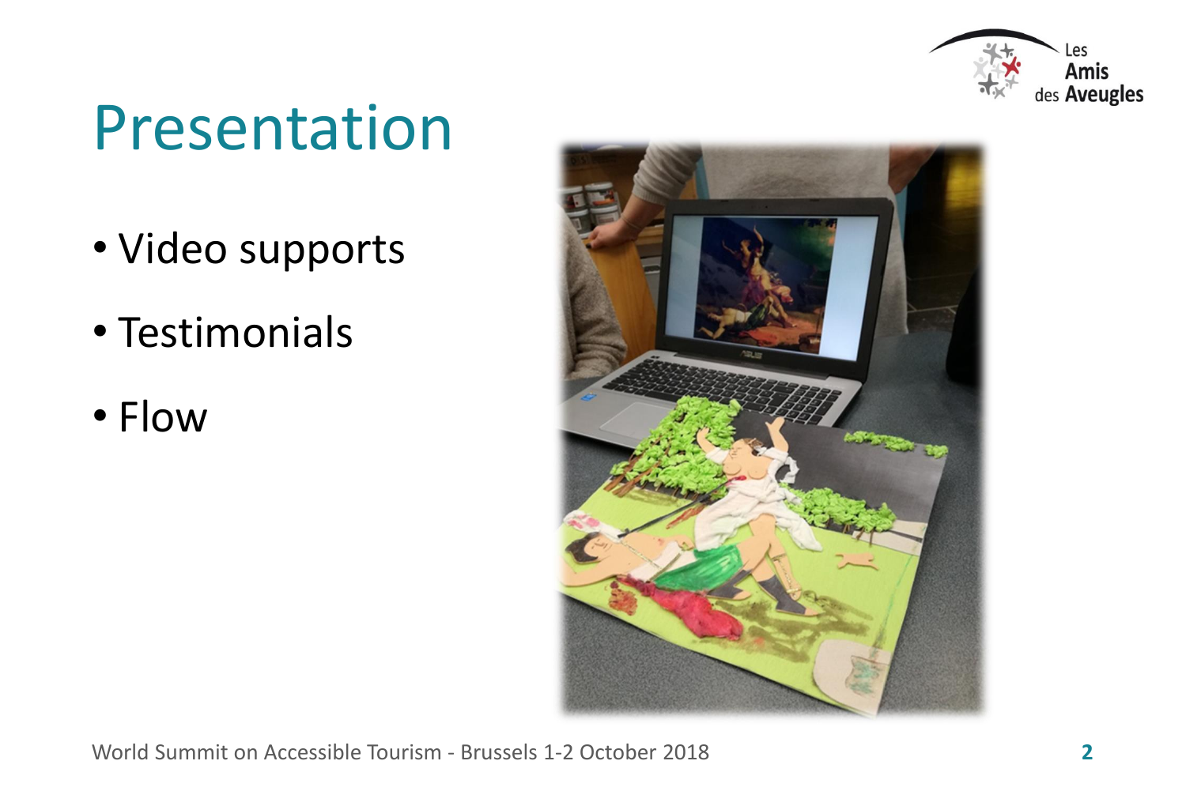# Presentation

- Video supports
- Testimonials
- Flow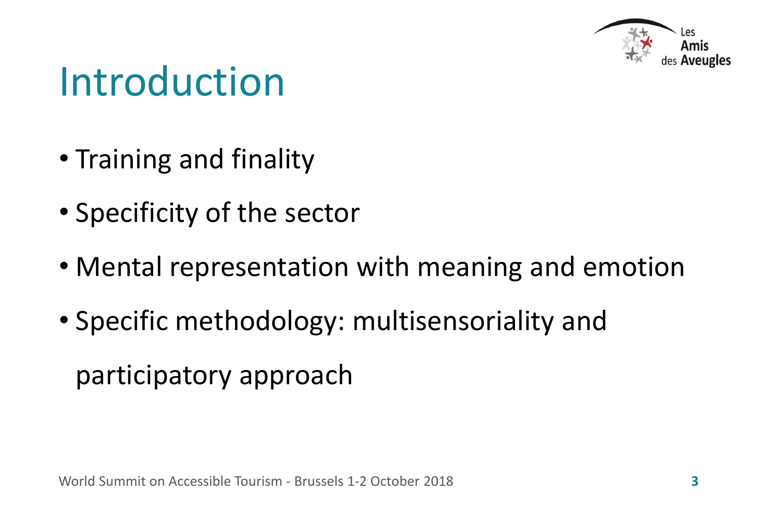# Introduction

- Training and finality
- Specificity of the sector
- Mental representation with meaning and emotion
- Specific methodology: multisensoriality and participatory approach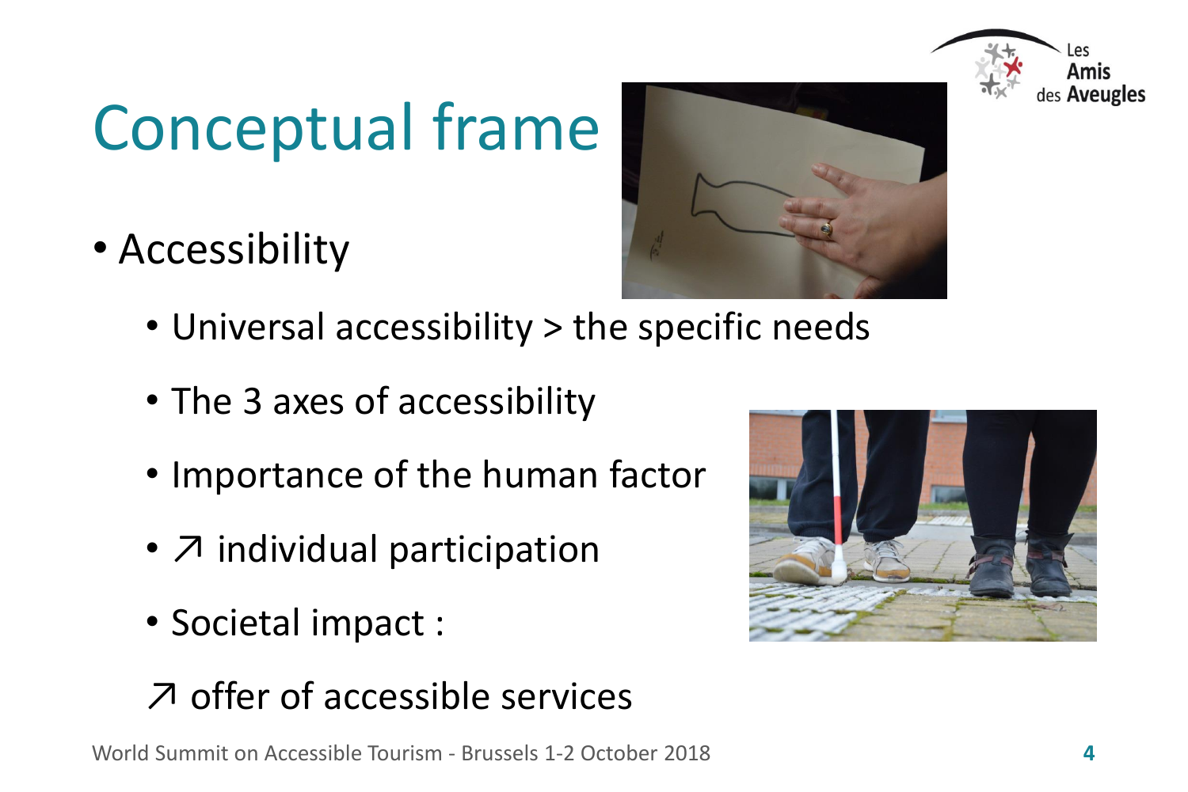# Conceptual frame

- Accessibility
  - Universal accessibility > the specific needs
  - The 3 axes of accessibility
  - Importance of the human factor
  - ↗ individual participation
  - Societal impact :

  ↗ offer of accessible services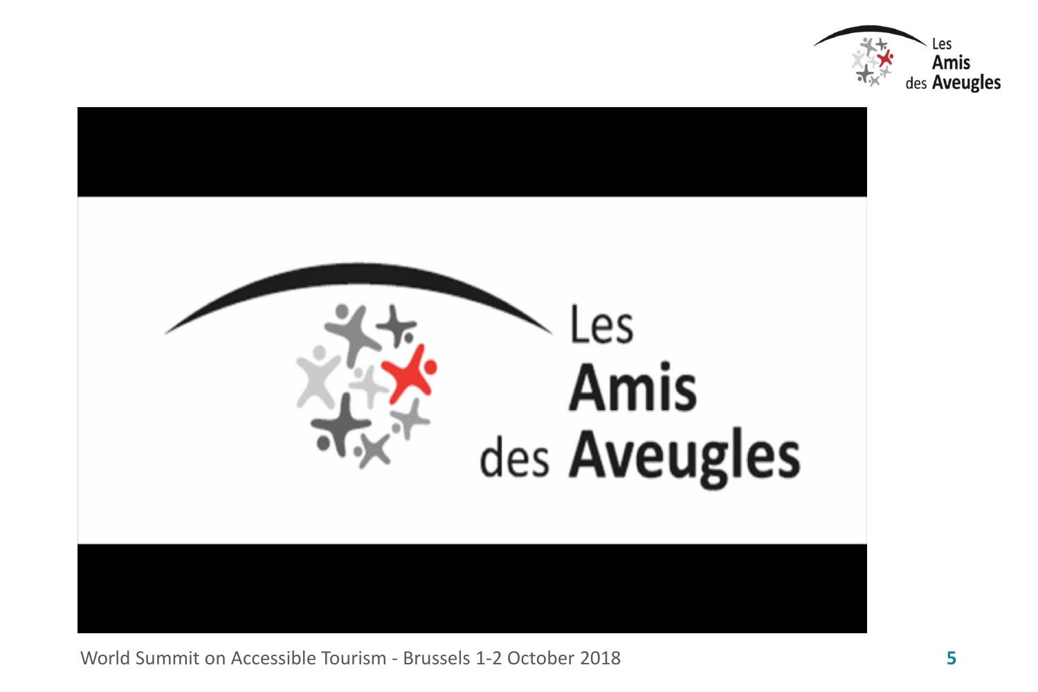Les Amis des Aveugles

Les Amis des Aveugles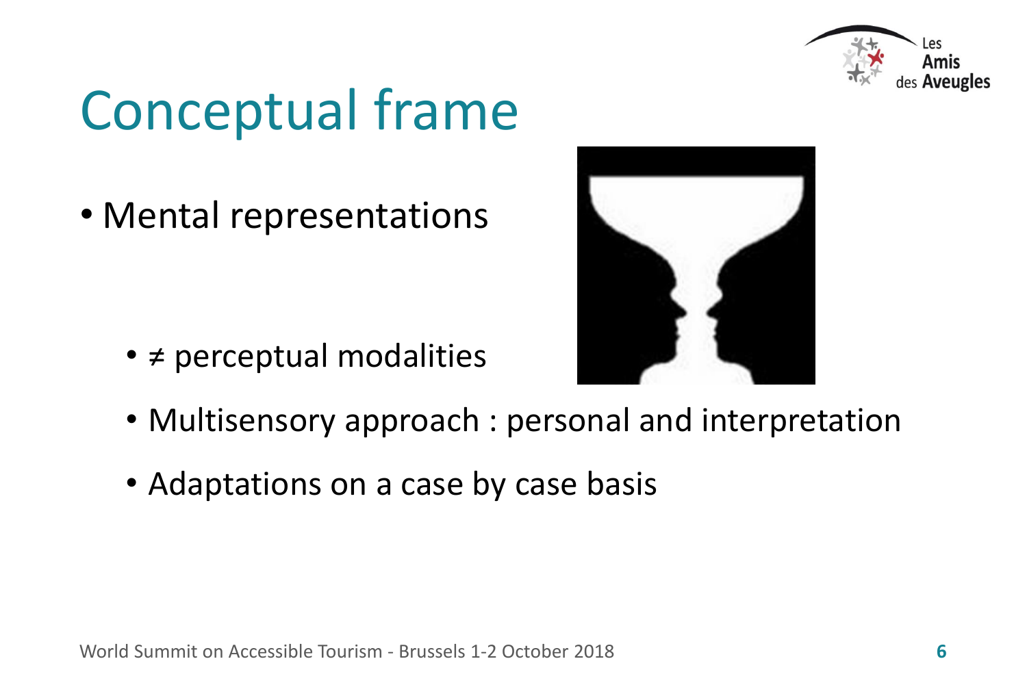# Conceptual frame

- Mental representations
  - ≠ perceptual modalities
  - Multisensory approach : personal and interpretation
  - Adaptations on a case by case basis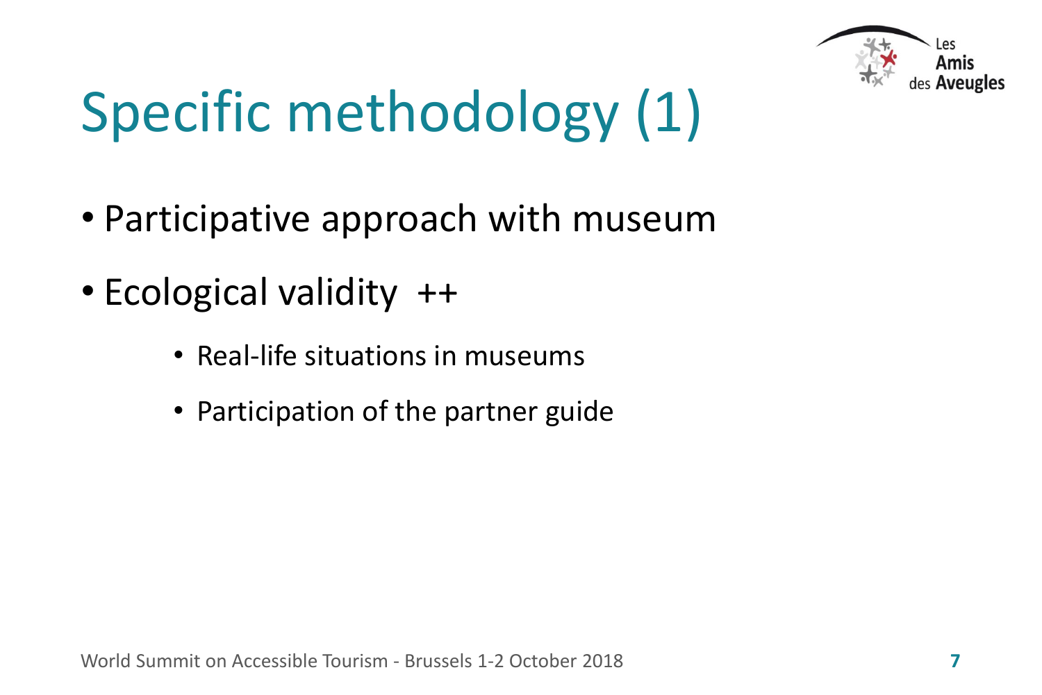# Specific methodology (1)

- Participative approach with museum
- Ecological validity ++
  - Real-life situations in museums
  - Participation of the partner guide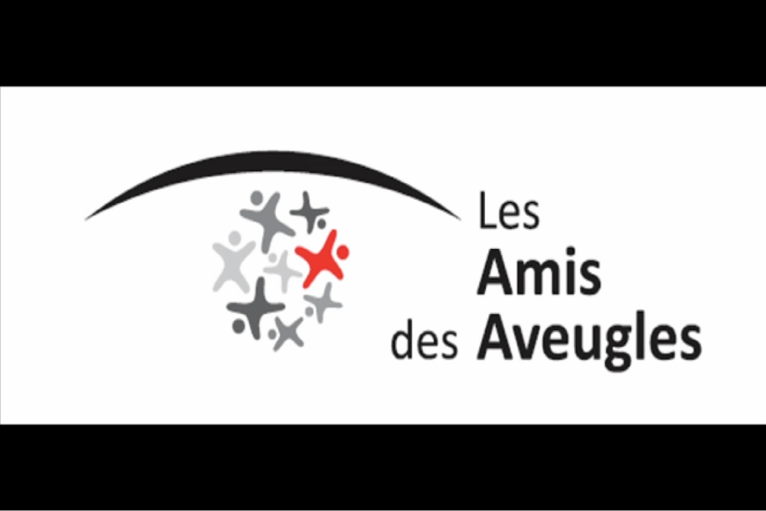Les

Amis

des Aveugles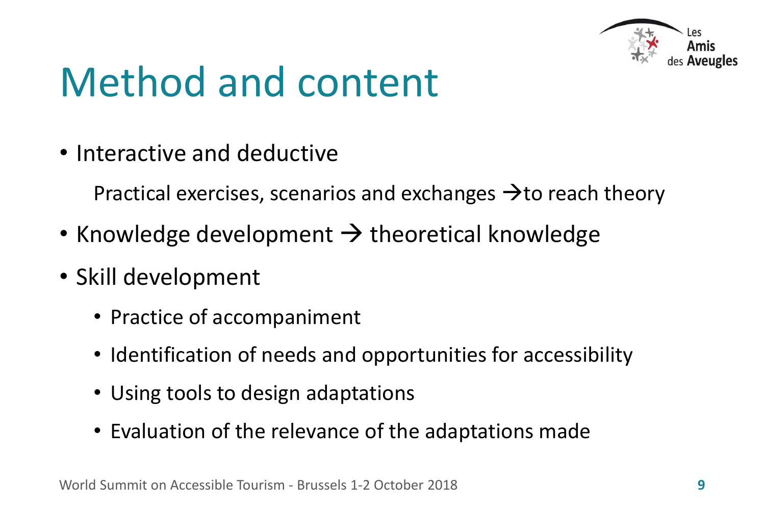# Method and content

- Interactive and deductive

  Practical exercises, scenarios and exchanges →to reach theory

- Knowledge development → theoretical knowledge
- Skill development
  - Practice of accompaniment
  - Identification of needs and opportunities for accessibility
  - Using tools to design adaptations
  - Evaluation of the relevance of the adaptations made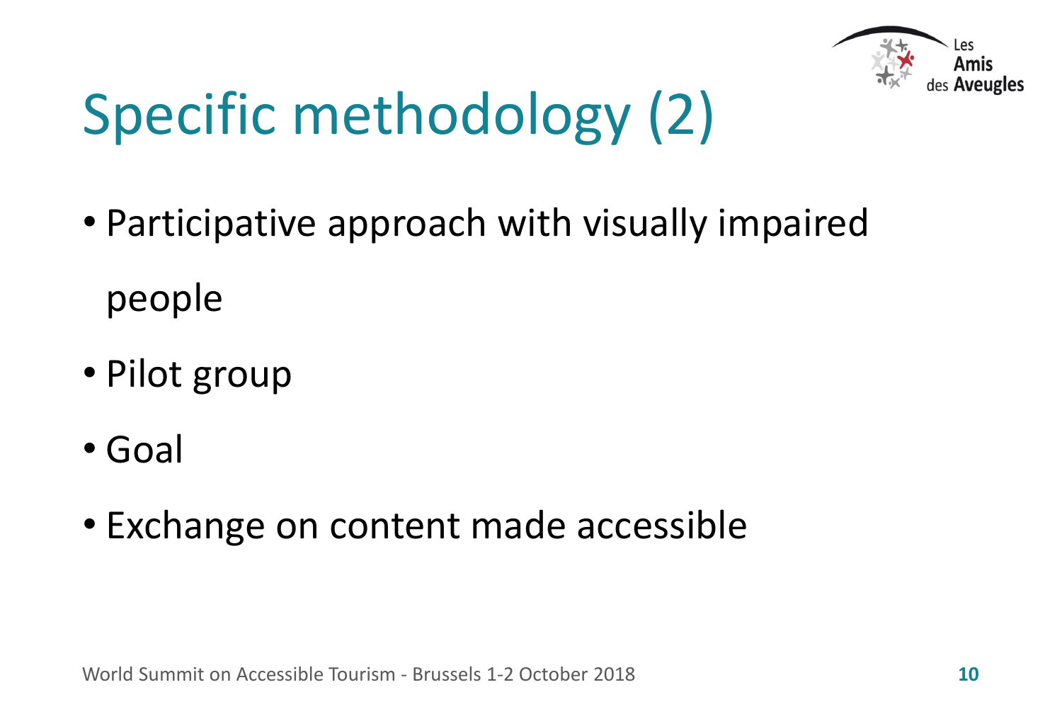# Specific methodology (2)

- Participative approach with visually impaired people
- Pilot group
- Goal
- Exchange on content made accessible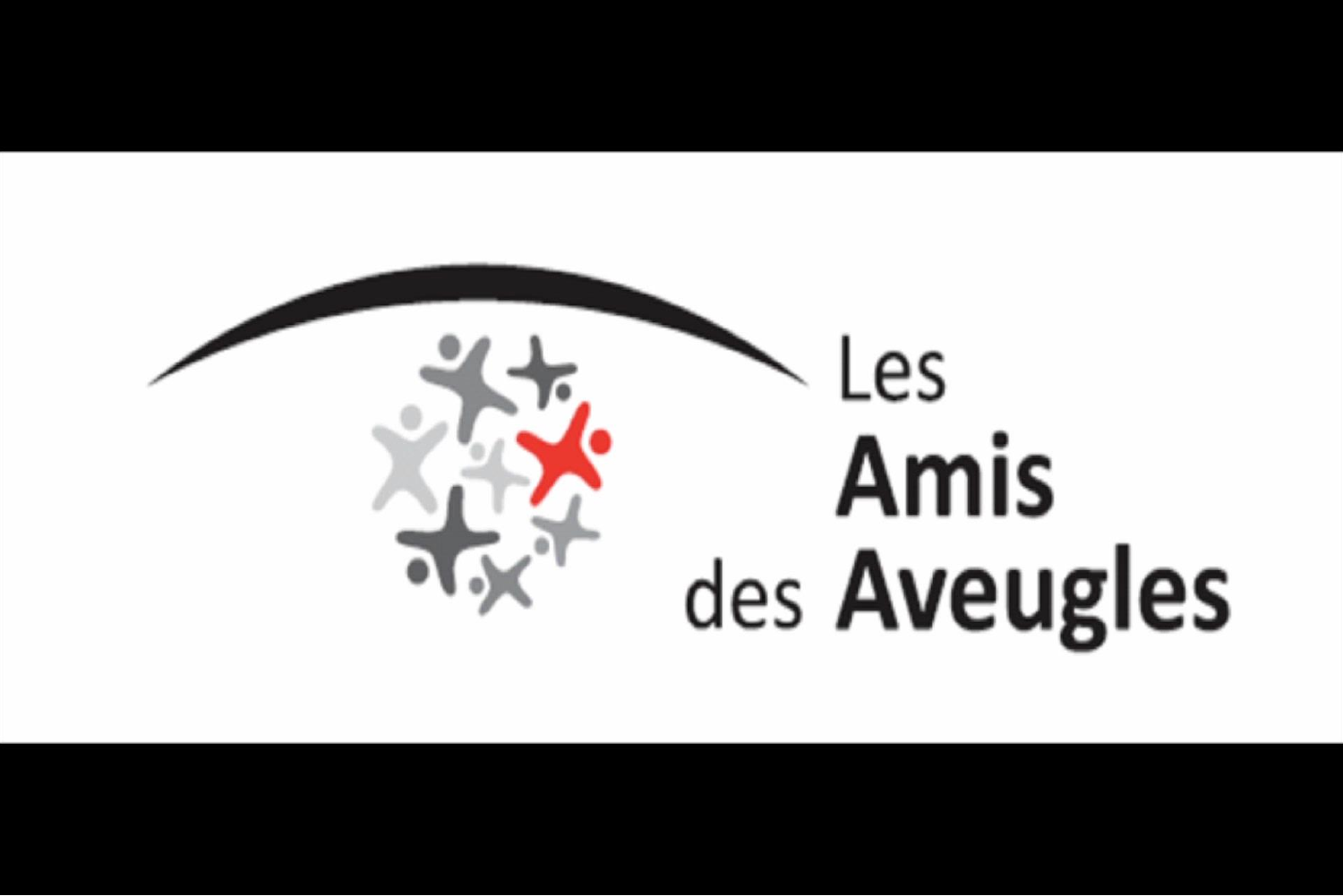Les
**Amis**
des **Aveugles**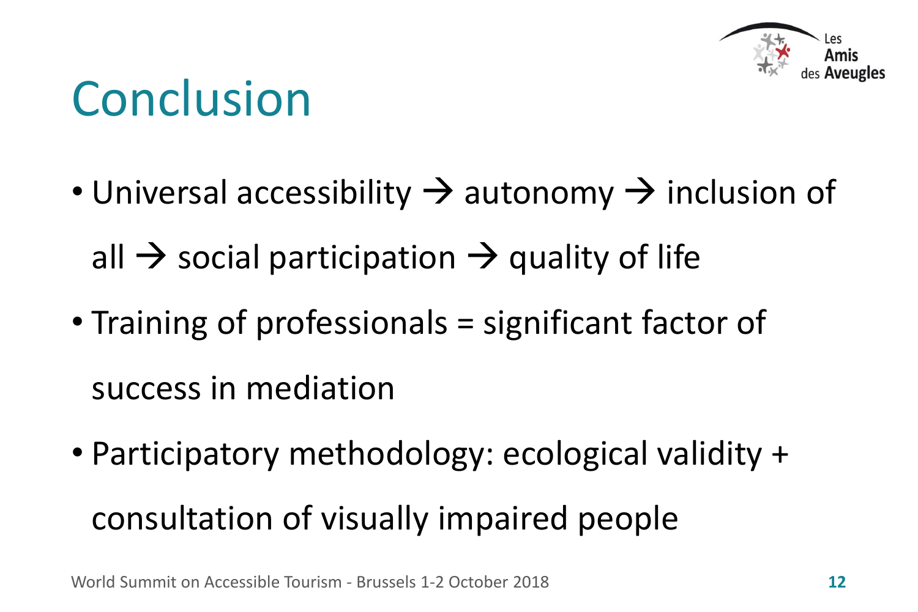# Conclusion

- Universal accessibility → autonomy → inclusion of all → social participation → quality of life
- Training of professionals = significant factor of success in mediation
- Participatory methodology: ecological validity + consultation of visually impaired people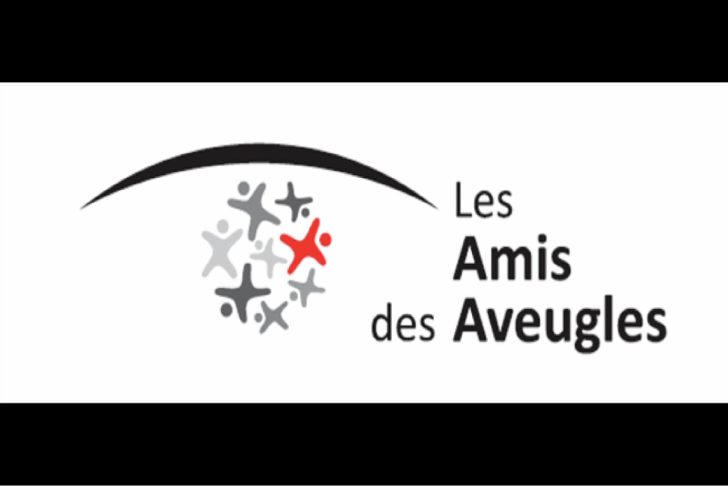Les
**Amis**
des **Aveugles**